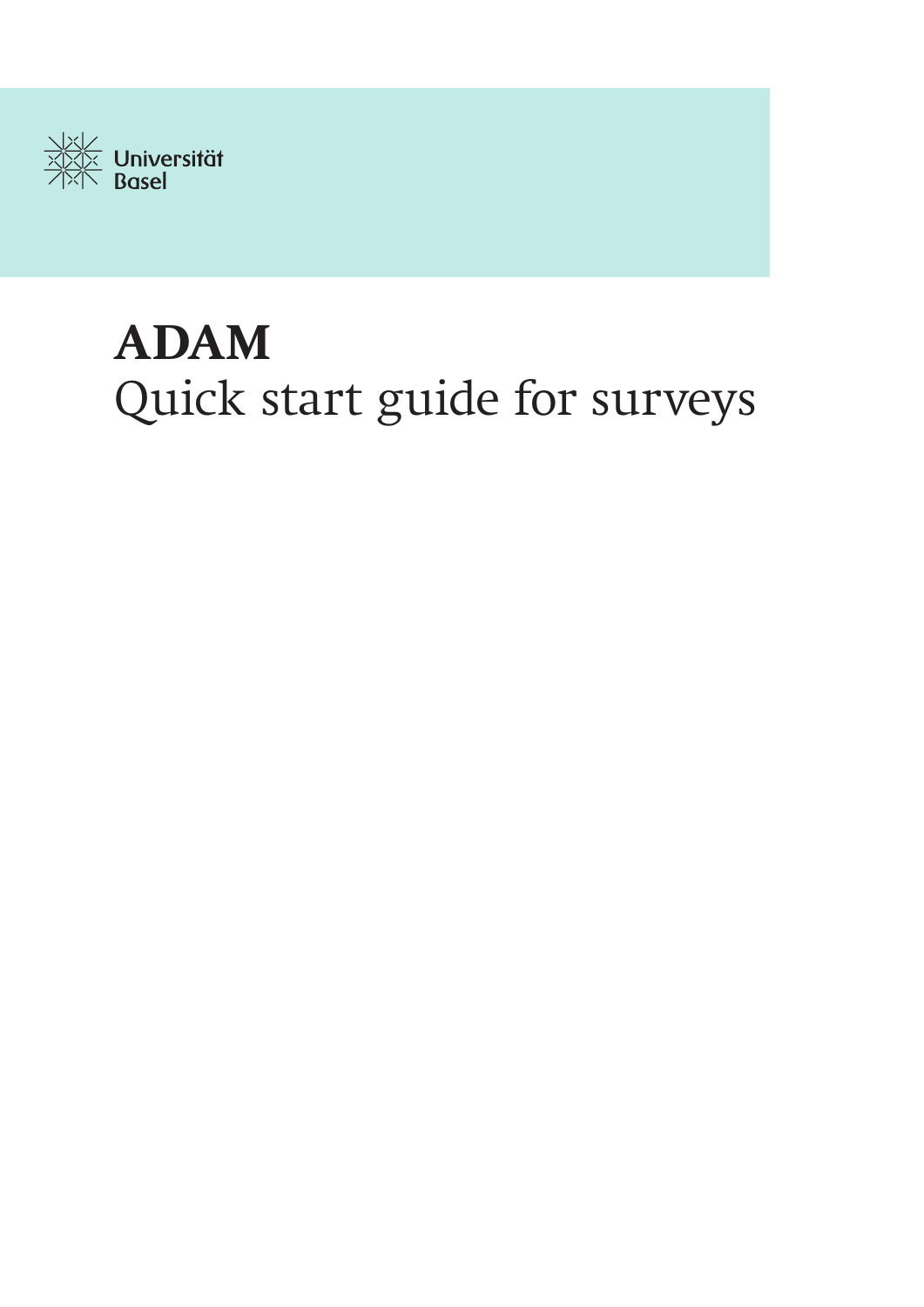Universität Basel

# ADAM

Quick start guide for surveys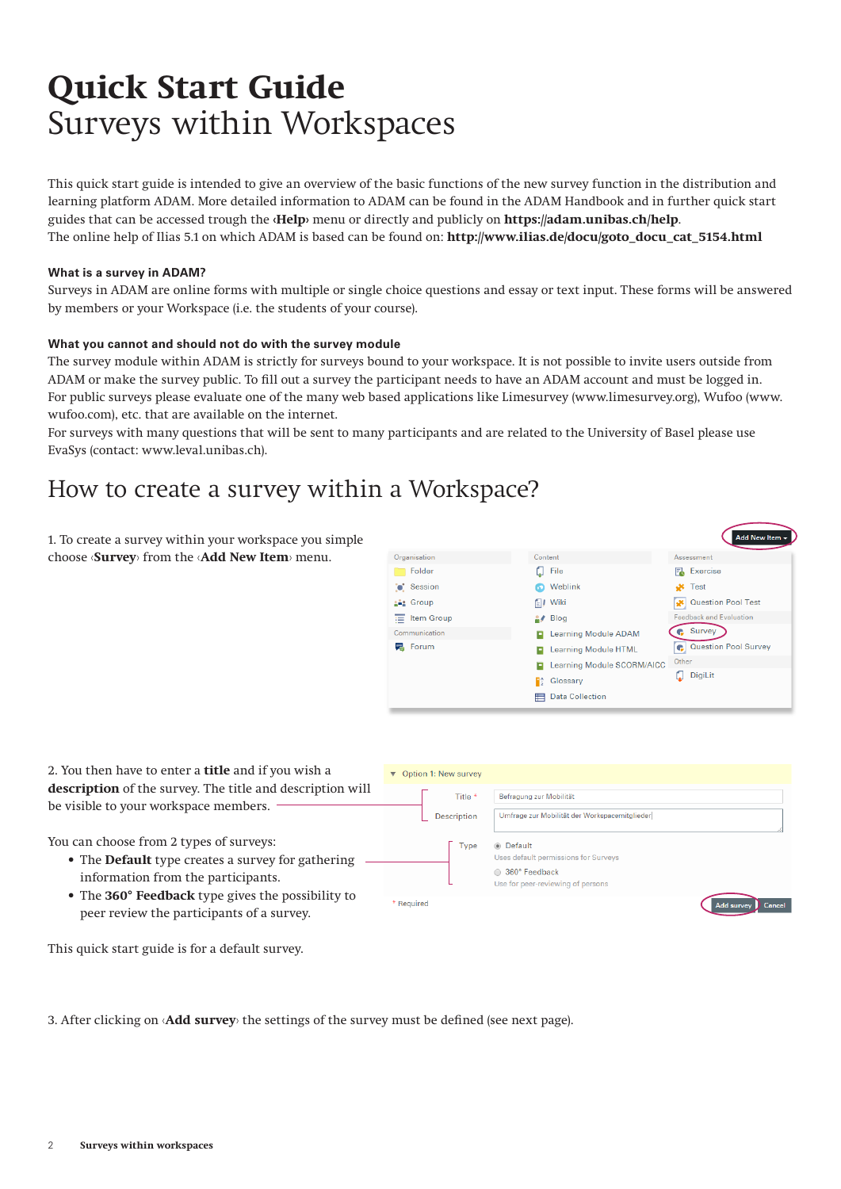# Quick Start Guide
Surveys within Workspaces

This quick start guide is intended to give an overview of the basic functions of the new survey function in the distribution and learning platform ADAM. More detailed information to ADAM can be found in the ADAM Handbook and in further quick start guides that can be accessed trough the ‹**Help**› menu or directly and publicly on **https://adam.unibas.ch/help**.
The online help of Ilias 5.1 on which ADAM is based can be found on: **http://www.ilias.de/docu/goto_docu_cat_5154.html**

### What is a survey in ADAM?

Surveys in ADAM are online forms with multiple or single choice questions and essay or text input. These forms will be answered by members or your Workspace (i.e. the students of your course).

### What you cannot and should not do with the survey module

The survey module within ADAM is strictly for surveys bound to your workspace. It is not possible to invite users outside from ADAM or make the survey public. To fill out a survey the participant needs to have an ADAM account and must be logged in.
For public surveys please evaluate one of the many web based applications like Limesurvey (www.limesurvey.org), Wufoo (www.wufoo.com), etc. that are available on the internet.
For surveys with many questions that will be sent to many participants and are related to the University of Basel please use EvaSys (contact: www.leval.unibas.ch).

## How to create a survey within a Workspace?

1. To create a survey within your workspace you simple choose ‹**Survey**› from the ‹**Add New Item**› menu.

2. You then have to enter a **title** and if you wish a **description** of the survey. The title and description will be visible to your workspace members.

You can choose from 2 types of surveys:

- The **Default** type creates a survey for gathering information from the participants.
- The **360° Feedback** type gives the possibility to peer review the participants of a survey.

This quick start guide is for a default survey.

3. After clicking on ‹**Add survey**› the settings of the survey must be defined (see next page).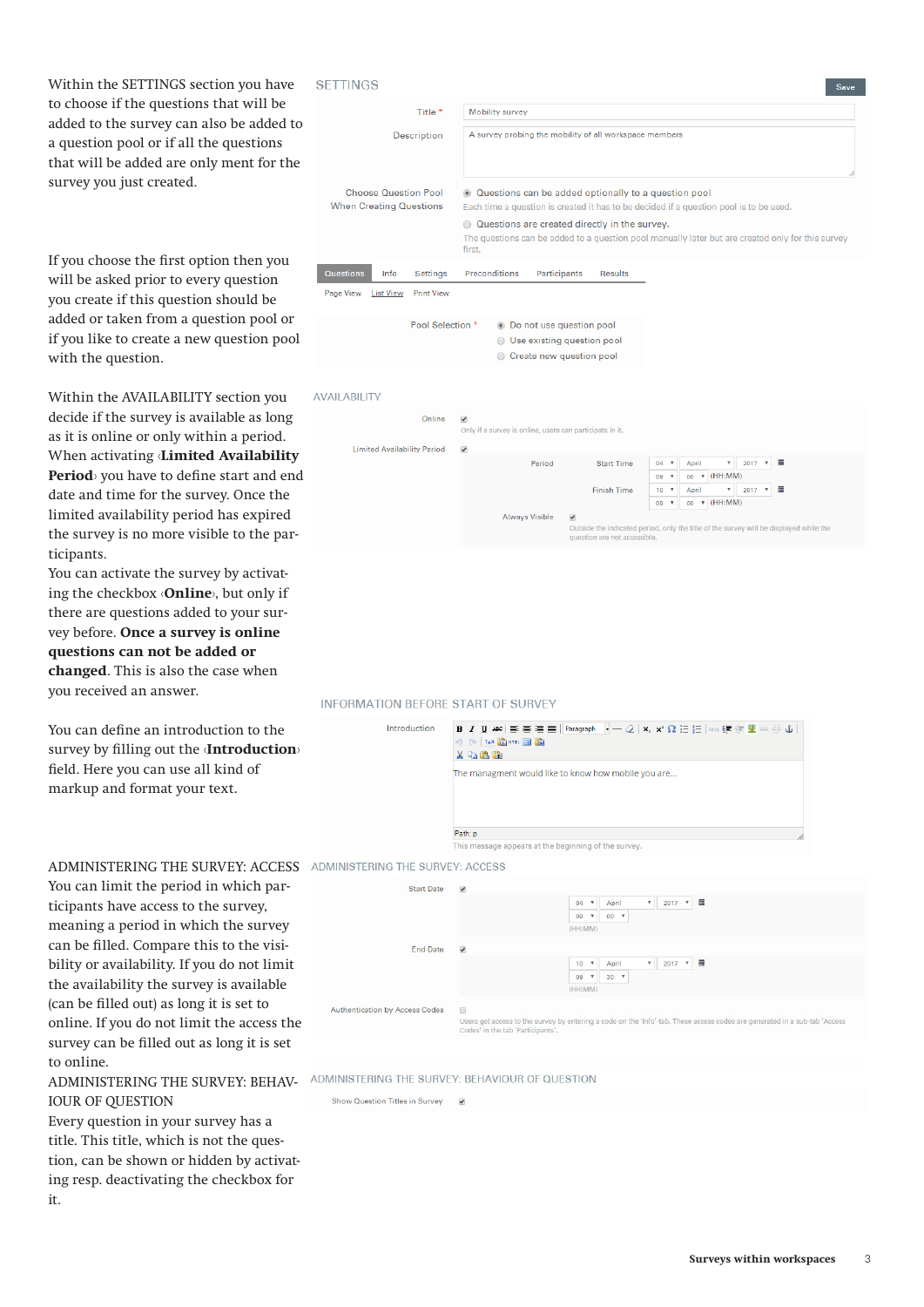Within the SETTINGS section you have to choose if the questions that will be added to the survey can also be added to a question pool or if all the questions that will be added are only ment for the survey you just created.

If you choose the first option then you will be asked prior to every question you create if this question should be added or taken from a question pool or if you like to create a new question pool with the question.

Within the AVAILABILITY section you decide if the survey is available as long as it is online or only within a period. When activating ‹**Limited Availability Period**› you have to define start and end date and time for the survey. Once the limited availability period has expired the survey is no more visible to the participants.

You can activate the survey by activating the checkbox ‹**Online**›, but only if there are questions added to your survey before. **Once a survey is online questions can not be added or changed**. This is also the case when you received an answer.

You can define an introduction to the survey by filling out the ‹**Introduction**› field. Here you can use all kind of markup and format your text.

ADMINISTERING THE SURVEY: ACCESS

You can limit the period in which participants have access to the survey, meaning a period in which the survey can be filled. Compare this to the visibility or availability. If you do not limit the availability the survey is available (can be filled out) as long as it is set to online. If you do not limit the access the survey can be filled out as long as it is set to online.

ADMINISTERING THE SURVEY: BEHAVIOUR OF QUESTION

Every question in your survey has a title. This title, which is not the question, can be shown or hidden by activating resp. deactivating the checkbox for it.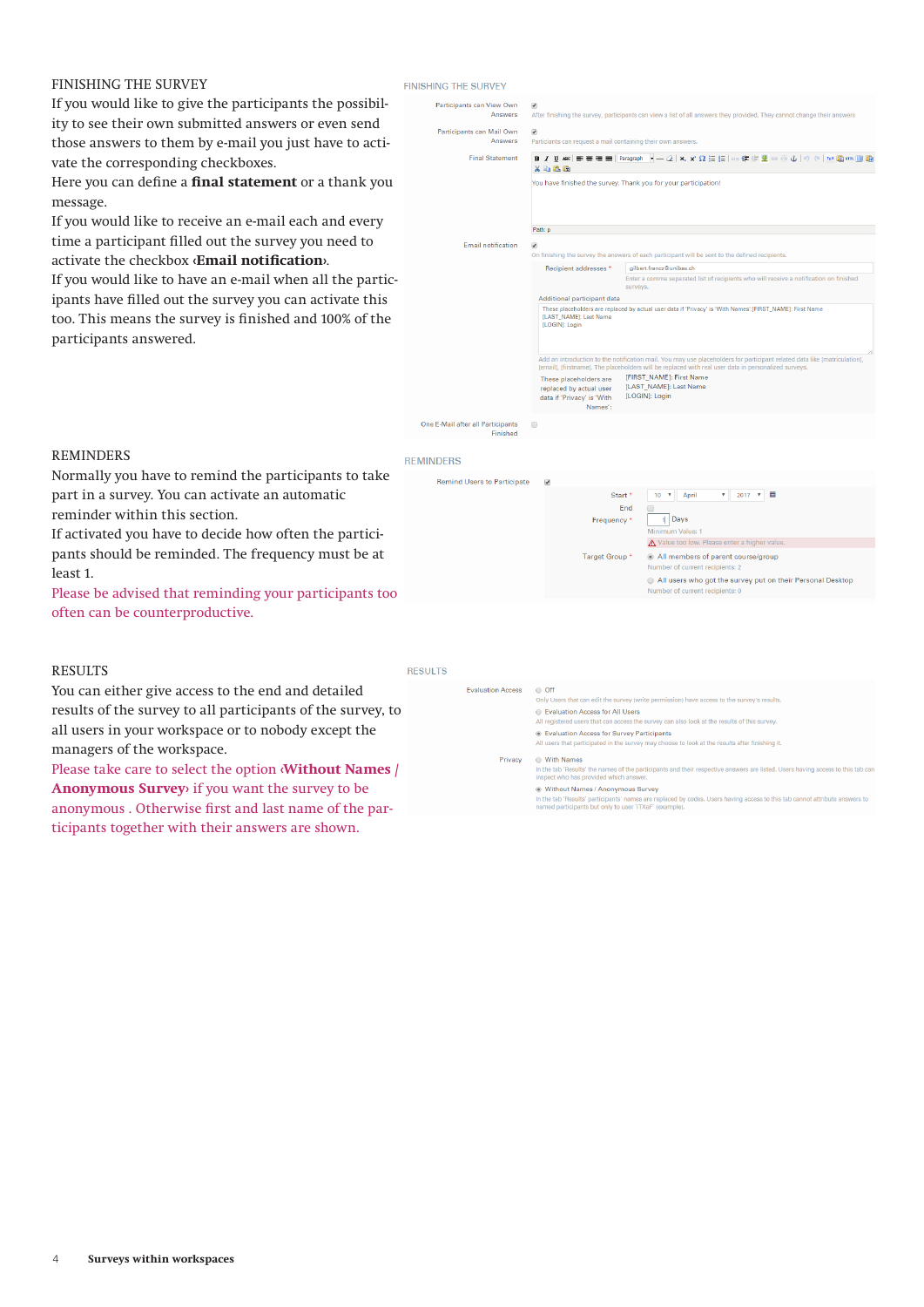## FINISHING THE SURVEY

If you would like to give the participants the possibility to see their own submitted answers or even send those answers to them by e-mail you just have to activate the corresponding checkboxes.

Here you can define a **final statement** or a thank you message.

If you would like to receive an e-mail each and every time a participant filled out the survey you need to activate the checkbox ‹**Email notification**›.

If you would like to have an e-mail when all the participants have filled out the survey you can activate this too. This means the survey is finished and 100% of the participants answered.

## REMINDERS

Normally you have to remind the participants to take part in a survey. You can activate an automatic reminder within this section.

If activated you have to decide how often the participants should be reminded. The frequency must be at least 1.

Please be advised that reminding your participants too often can be counterproductive.

## RESULTS

You can either give access to the end and detailed results of the survey to all participants of the survey, to all users in your workspace or to nobody except the managers of the workspace.

Please take care to select the option ‹**Without Names / Anonymous Survey**› if you want the survey to be anonymous . Otherwise first and last name of the participants together with their answers are shown.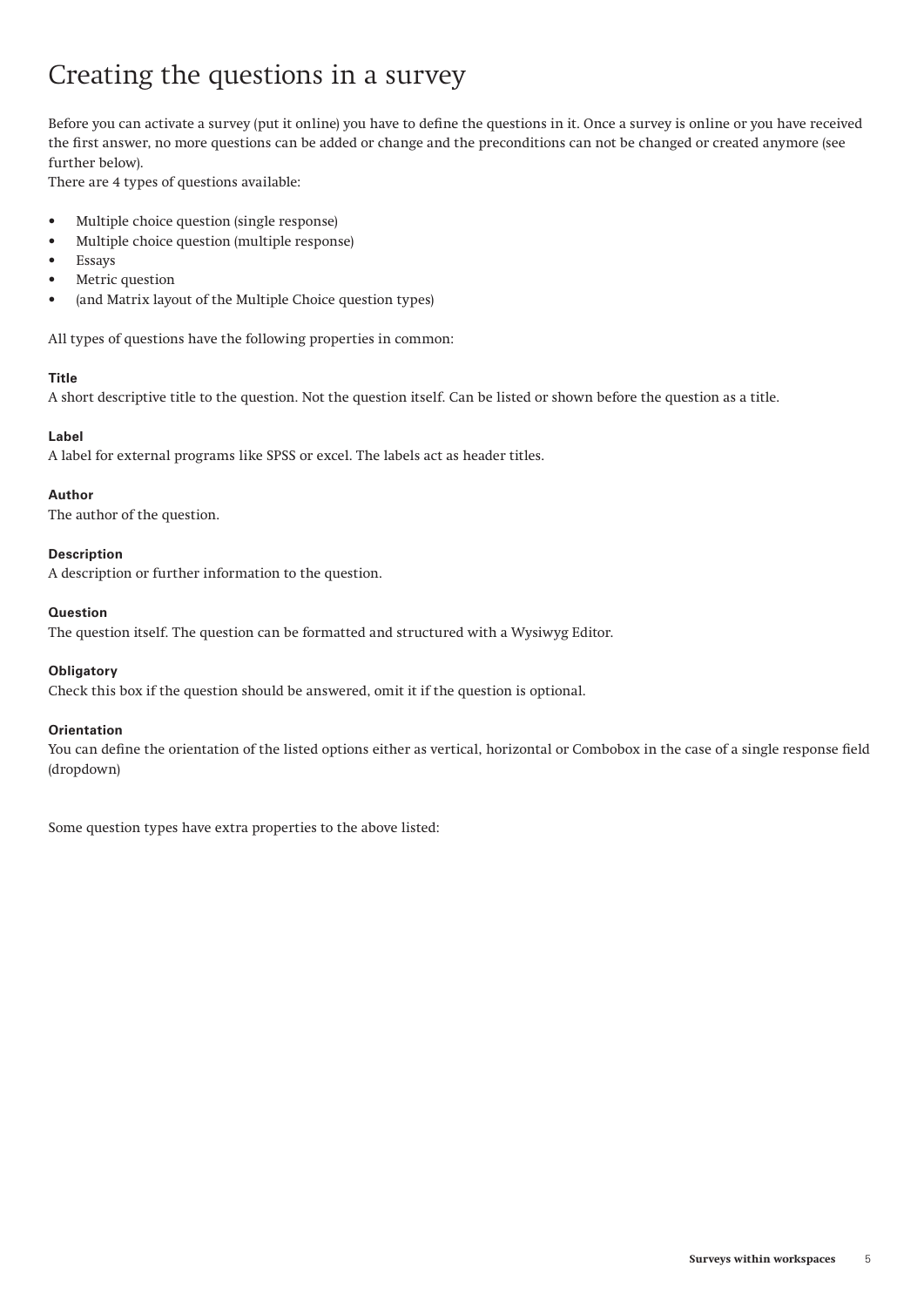# Creating the questions in a survey

Before you can activate a survey (put it online) you have to define the questions in it. Once a survey is online or you have received the first answer, no more questions can be added or change and the preconditions can not be changed or created anymore (see further below).
There are 4 types of questions available:

- Multiple choice question (single response)
- Multiple choice question (multiple response)
- Essays
- Metric question
- (and Matrix layout of the Multiple Choice question types)

All types of questions have the following properties in common:

**Title**
A short descriptive title to the question. Not the question itself. Can be listed or shown before the question as a title.

**Label**
A label for external programs like SPSS or excel. The labels act as header titles.

**Author**
The author of the question.

**Description**
A description or further information to the question.

**Question**
The question itself. The question can be formatted and structured with a Wysiwyg Editor.

**Obligatory**
Check this box if the question should be answered, omit it if the question is optional.

**Orientation**
You can define the orientation of the listed options either as vertical, horizontal or Combobox in the case of a single response field (dropdown)

Some question types have extra properties to the above listed: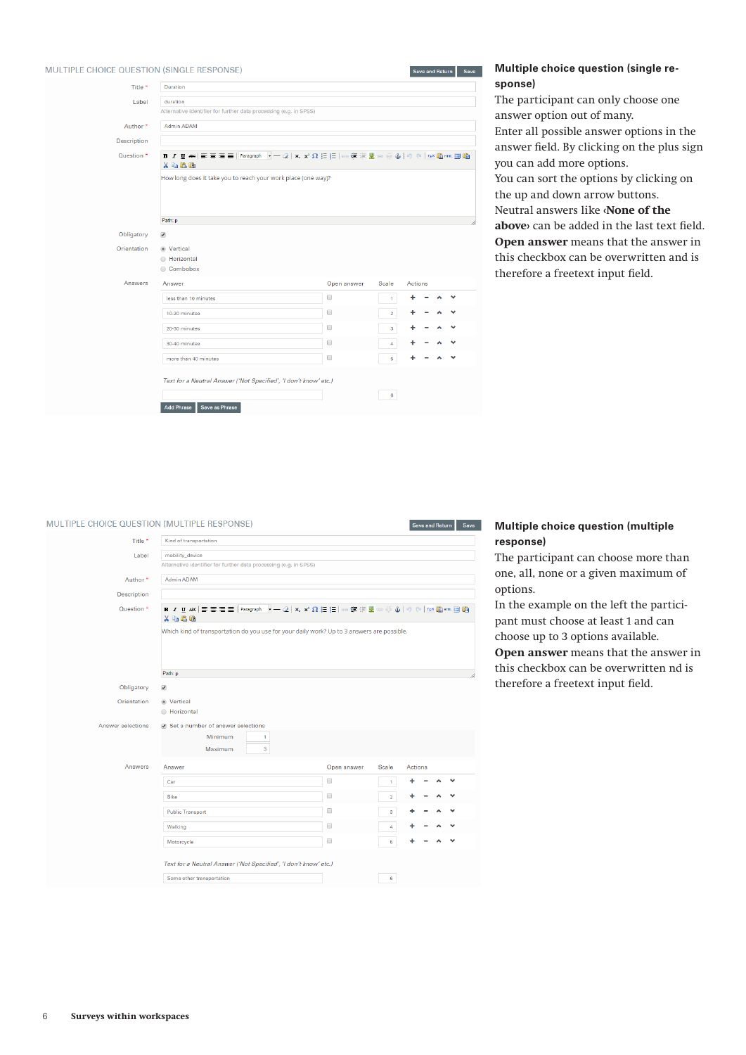### MULTIPLE CHOICE QUESTION (SINGLE RESPONSE)

| | |
|---|---|
| Title * | Duration |
| Label | duration |
| | Alternative identifier for further data processing (e.g. in SPSS) |
| Author * | Admin ADAM |
| Description | |
| Question * | How long does it take you to reach your work place (one way)? |
| Obligatory | ☑ |
| Orientation | ◉ Vertical ○ Horizontal ○ Combobox |

Answers

| Answer | Open answer | Scale | Actions |
|---|---|---|---|
| less than 10 minutes | ☐ | 1 | + − ˄ ˅ |
| 10-20 minutes | ☐ | 2 | + − ˄ ˅ |
| 20-30 minutes | ☐ | 3 | + − ˄ ˅ |
| 30-40 minutes | ☐ | 4 | + − ˄ ˅ |
| more than 40 minutes | ☐ | 5 | + − ˄ ˅ |

*Text for a Neutral Answer ('Not Specified', 'I don't know' etc.)* — Scale: 6

Add Phrase | Save as Phrase

**Multiple choice question (single response)**

The participant can only choose one answer option out of many.

Enter all possible answer options in the answer field. By clicking on the plus sign you can add more options.

You can sort the options by clicking on the up and down arrow buttons.

Neutral answers like ‹**None of the above**› can be added in the last text field.

**Open answer** means that the answer in this checkbox can be overwritten and is therefore a freetext input field.

### MULTIPLE CHOICE QUESTION (MULTIPLE RESPONSE)

| | |
|---|---|
| Title * | Kind of transportation |
| Label | mobility_device |
| | Alternative identifier for further data processing (e.g. in SPSS) |
| Author * | Admin ADAM |
| Description | |
| Question * | Which kind of transportation do you use for your daily work? Up to 3 answers are possible. |
| Obligatory | ☑ |
| Orientation | ◉ Vertical ○ Horizontal |
| Answer selections | ☑ Set a number of answer selections — Minimum: 1, Maximum: 3 |

Answers

| Answer | Open answer | Scale | Actions |
|---|---|---|---|
| Car | ☐ | 1 | + − ˄ ˅ |
| Bike | ☐ | 2 | + − ˄ ˅ |
| Public Transport | ☐ | 3 | + − ˄ ˅ |
| Walking | ☐ | 4 | + − ˄ ˅ |
| Motorcycle | ☐ | 5 | + − ˄ ˅ |

*Text for a Neutral Answer ('Not Specified', 'I don't know' etc.)* — Some other transportation — Scale: 6

**Multiple choice question (multiple response)**

The participant can choose more than one, all, none or a given maximum of options.

In the example on the left the participant must choose at least 1 and can choose up to 3 options available.

**Open answer** means that the answer in this checkbox can be overwritten nd is therefore a freetext input field.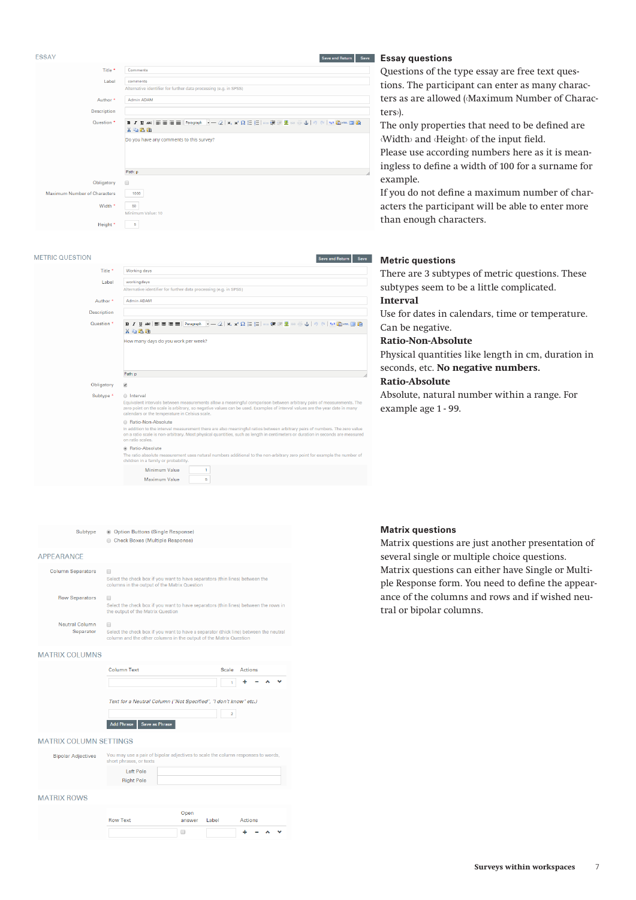## Essay questions

Questions of the type essay are free text questions. The participant can enter as many characters as are allowed (‹Maximum Number of Characters›).

The only properties that need to be defined are ‹Width› and ‹Height› of the input field.

Please use according numbers here as it is meaningless to define a width of 100 for a surname for example.

If you do not define a maximum number of characters the participant will be able to enter more than enough characters.

## Metric questions

There are 3 subtypes of metric questions. These subtypes seem to be a little complicated.

**Interval**

Use for dates in calendars, time or temperature. Can be negative.

**Ratio-Non-Absolute**

Physical quantities like length in cm, duration in seconds, etc. **No negative numbers.**

**Ratio-Absolute**

Absolute, natural number within a range. For example age 1 - 99.

## Matrix questions

Matrix questions are just another presentation of several single or multiple choice questions.

Matrix questions can either have Single or Multiple Response form. You need to define the appearance of the columns and rows and if wished neutral or bipolar columns.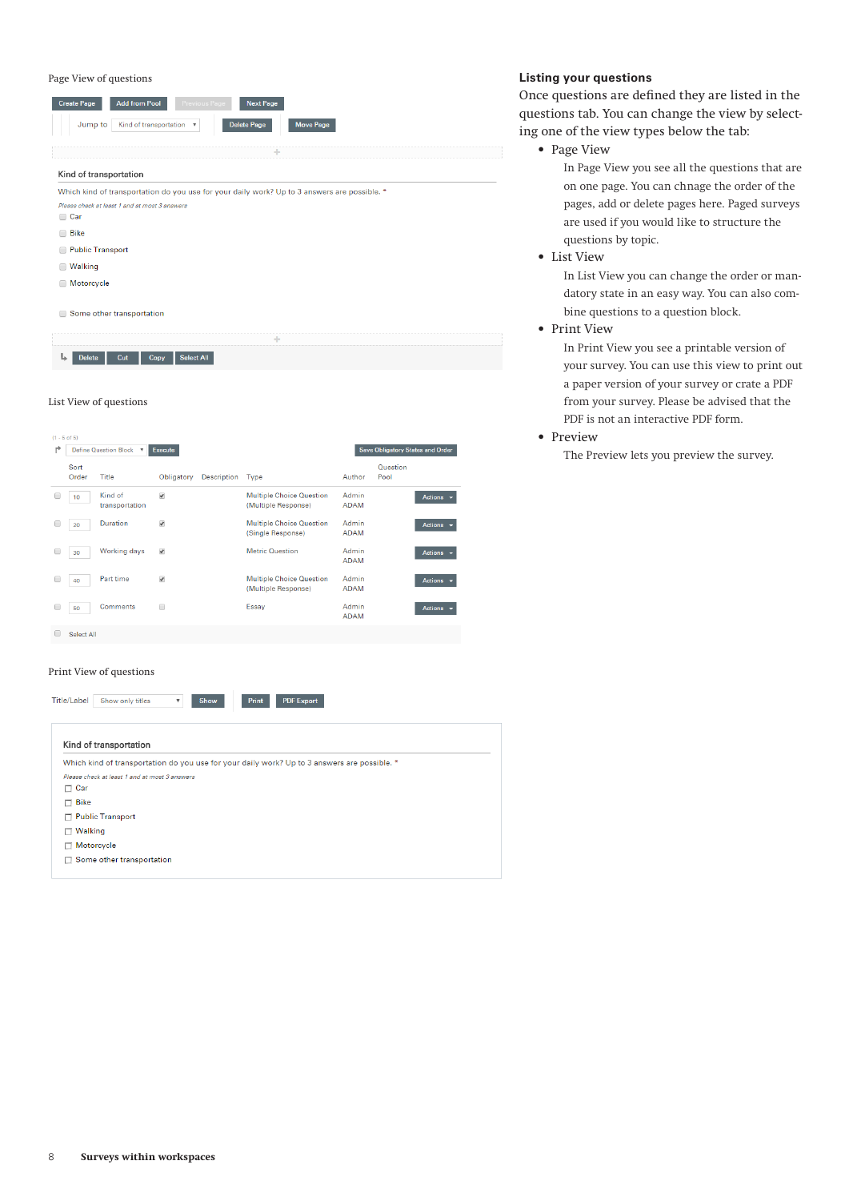Page View of questions

Create Page | Add from Pool | Previous Page | Next Page

Jump to [Kind of transportation] | Delete Page | Move Page

Kind of transportation

Which kind of transportation do you use for your daily work? Up to 3 answers are possible. *

*Please check at least 1 and at most 3 answers*

- Car
- Bike
- Public Transport
- Walking
- Motorcycle
- Some other transportation

Delete | Cut | Copy | Select All

List View of questions

(1 - 5 of 5)

Define Question Block | Execute | Save Obligatory States and Order

| | Sort Order | Title | Obligatory | Description | Type | Author | Question Pool | |
|---|---|---|---|---|---|---|---|---|
| | 10 | Kind of transportation | ✔ | | Multiple Choice Question (Multiple Response) | Admin ADAM | | Actions |
| | 20 | Duration | ✔ | | Multiple Choice Question (Single Response) | Admin ADAM | | Actions |
| | 30 | Working days | ✔ | | Metric Question | Admin ADAM | | Actions |
| | 40 | Part time | ✔ | | Multiple Choice Question (Multiple Response) | Admin ADAM | | Actions |
| | 50 | Comments | | | Essay | Admin ADAM | | Actions |

Select All

Print View of questions

Title/Label [Show only titles] | Show | Print | PDF Export

Kind of transportation

Which kind of transportation do you use for your daily work? Up to 3 answers are possible. *

*Please check at least 1 and at most 3 answers*

- Car
- Bike
- Public Transport
- Walking
- Motorcycle
- Some other transportation

## Listing your questions

Once questions are defined they are listed in the questions tab. You can change the view by selecting one of the view types below the tab:

- Page View

  In Page View you see all the questions that are on one page. You can chnage the order of the pages, add or delete pages here. Paged surveys are used if you would like to structure the questions by topic.

- List View

  In List View you can change the order or mandatory state in an easy way. You can also combine questions to a question block.

- Print View

  In Print View you see a printable version of your survey. You can use this view to print out a paper version of your survey or crate a PDF from your survey. Please be advised that the PDF is not an interactive PDF form.

- Preview

  The Preview lets you preview the survey.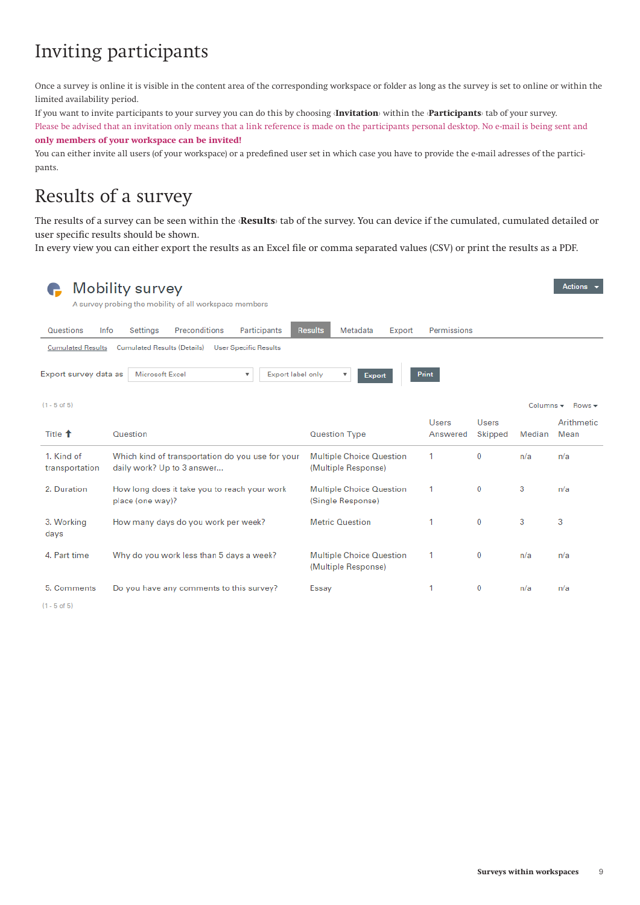# Inviting participants

Once a survey is online it is visible in the content area of the corresponding workspace or folder as long as the survey is set to online or within the limited availability period.
If you want to invite participants to your survey you can do this by choosing ‹**Invitation**› within the ‹**Participants**› tab of your survey.
Please be advised that an invitation only means that a link reference is made on the participants personal desktop. No e-mail is being sent and **only members of your workspace can be invited!**
You can either invite all users (of your workspace) or a predefined user set in which case you have to provide the e-mail adresses of the participants.

# Results of a survey

The results of a survey can be seen within the ‹**Results**› tab of the survey. You can device if the cumulated, cumulated detailed or user specific results should be shown.
In every view you can either export the results as an Excel file or comma separated values (CSV) or print the results as a PDF.

## Mobility survey

A survey probing the mobility of all workspace members

Actions

Questions | Info | Settings | Preconditions | Participants | **Results** | Metadata | Export | Permissions

Cumulated Results | Cumulated Results (Details) | User Specific Results

Export survey data as: Microsoft Excel | Export label only | Export | Print

(1 - 5 of 5)

Columns ▾ Rows ▾

| Title ↑ | Question | Question Type | Users Answered | Users Skipped | Median | Arithmetic Mean |
|---|---|---|---|---|---|---|
| 1. Kind of transportation | Which kind of transportation do you use for your daily work? Up to 3 answer... | Multiple Choice Question (Multiple Response) | 1 | 0 | n/a | n/a |
| 2. Duration | How long does it take you to reach your work place (one way)? | Multiple Choice Question (Single Response) | 1 | 0 | 3 | n/a |
| 3. Working days | How many days do you work per week? | Metric Question | 1 | 0 | 3 | 3 |
| 4. Part time | Why do you work less than 5 days a week? | Multiple Choice Question (Multiple Response) | 1 | 0 | n/a | n/a |
| 5. Comments | Do you have any comments to this survey? | Essay | 1 | 0 | n/a | n/a |

(1 - 5 of 5)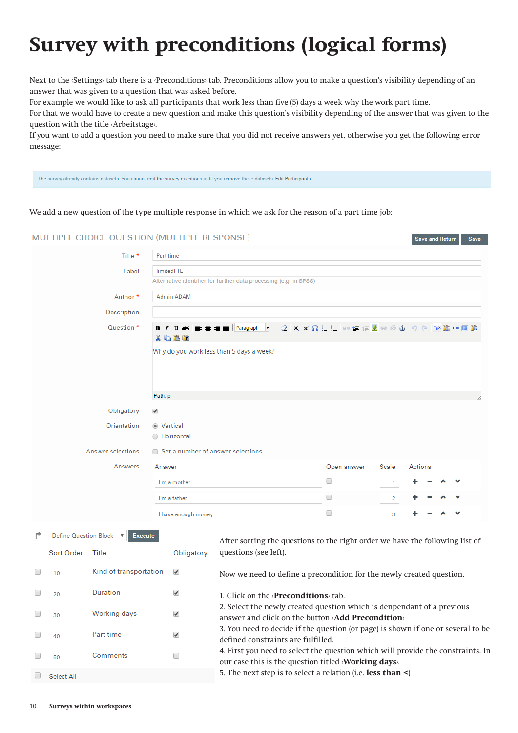# Survey with preconditions (logical forms)

Next to the ‹Settings› tab there is a ‹Preconditions› tab. Preconditions allow you to make a question's visibility depending of an answer that was given to a question that was asked before.
For example we would like to ask all participants that work less than five (5) days a week why the work part time.
For that we would have to create a new question and make this question's visibility depending of the answer that was given to the question with the title ‹Arbeitstage›.
If you want to add a question you need to make sure that you did not receive answers yet, otherwise you get the following error message:

The survey already contains datasets. You cannot edit the survey questions until you remove these datasets. Edit Participants

We add a new question of the type multiple response in which we ask for the reason of a part time job:

MULTIPLE CHOICE QUESTION (MULTIPLE RESPONSE)

Save and Return | Save

- Title *: Part time
- Label: limitedFTE
  Alternative identifier for further data processing (e.g. in SPSS)
- Author *: Admin ADAM
- Description:
- Question *: Why do you work less than 5 days a week?
- Obligatory: ✔
- Orientation: ◉ Vertical ○ Horizontal
- Answer selections: ☐ Set a number of answer selections
- Answers:

| Answer | Open answer | Scale | Actions |
|---|---|---|---|
| I'm a mother | ☐ | 1 | + − ˄ ˅ |
| I'm a father | ☐ | 2 | + − ˄ ˅ |
| I have enough money | ☐ | 3 | + − ˄ ˅ |

Define Question Block | Execute

| | Sort Order | Title | Obligatory |
|---|---|---|---|
| ☐ | 10 | Kind of transportation | ✔ |
| ☐ | 20 | Duration | ✔ |
| ☐ | 30 | Working days | ✔ |
| ☐ | 40 | Part time | ✔ |
| ☐ | 50 | Comments | ☐ |
| ☐ | Select All | | |

After sorting the questions to the right order we have the following list of questions (see left).

Now we need to define a precondition for the newly created question.

1. Click on the ‹**Preconditions**› tab.
2. Select the newly created question which is denpendant of a previous answer and click on the button ‹**Add Precondition**›
3. You need to decide if the question (or page) is shown if one or several to be defined constraints are fulfilled.
4. First you need to select the question which will provide the constraints. In our case this is the question titled ‹**Working days**›.
5. The next step is to select a relation (i.e. **less than <**)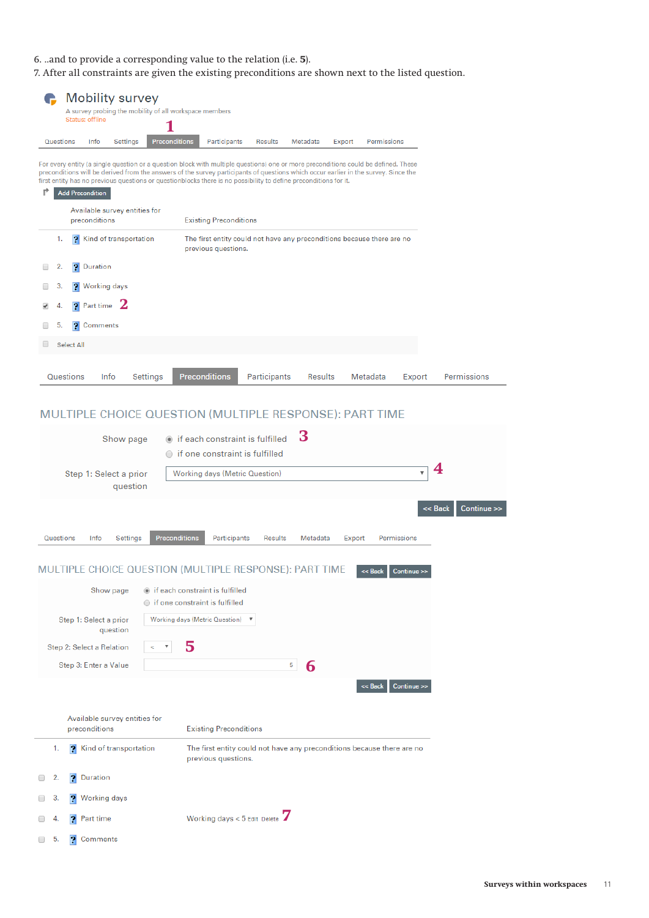6. ..and to provide a corresponding value to the relation (i.e. **5**).
7. After all constraints are given the existing preconditions are shown next to the listed question.

Mobility survey

A survey probing the mobility of all workspace members
Status: offline

Questions Info Settings Preconditions Participants Results Metadata Export Permissions

1

For every entity (a single question or a question block with multiple questions) one or more preconditions could be defined. These preconditions will be derived from the answers of the survey participants of questions which occur earlier in the survey. Since the first entity has no previous questions or questionblocks there is no possibility to define preconditions for it.

Add Precondition

| Available survey entities for preconditions | Existing Preconditions |
|---|---|
| 1. Kind of transportation | The first entity could not have any preconditions because there are no previous questions. |
| 2. Duration | |
| 3. Working days | |
| 4. Part time 2 | |
| 5. Comments | |
| Select All | |

Questions Info Settings Preconditions Participants Results Metadata Export Permissions

MULTIPLE CHOICE QUESTION (MULTIPLE RESPONSE): PART TIME

Show page: if each constraint is fulfilled 3 / if one constraint is fulfilled

Step 1: Select a prior question: Working days (Metric Question) 4

<< Back Continue >>

Questions Info Settings Preconditions Participants Results Metadata Export Permissions

MULTIPLE CHOICE QUESTION (MULTIPLE RESPONSE): PART TIME

<< Back Continue >>

Show page: if each constraint is fulfilled / if one constraint is fulfilled

Step 1: Select a prior question: Working days (Metric Question)

Step 2: Select a Relation: < 5

Step 3: Enter a Value: 5 6

<< Back Continue >>

| Available survey entities for preconditions | Existing Preconditions |
|---|---|
| 1. Kind of transportation | The first entity could not have any preconditions because there are no previous questions. |
| 2. Duration | |
| 3. Working days | |
| 4. Part time | Working days < 5 Edit Delete 7 |
| 5. Comments | |